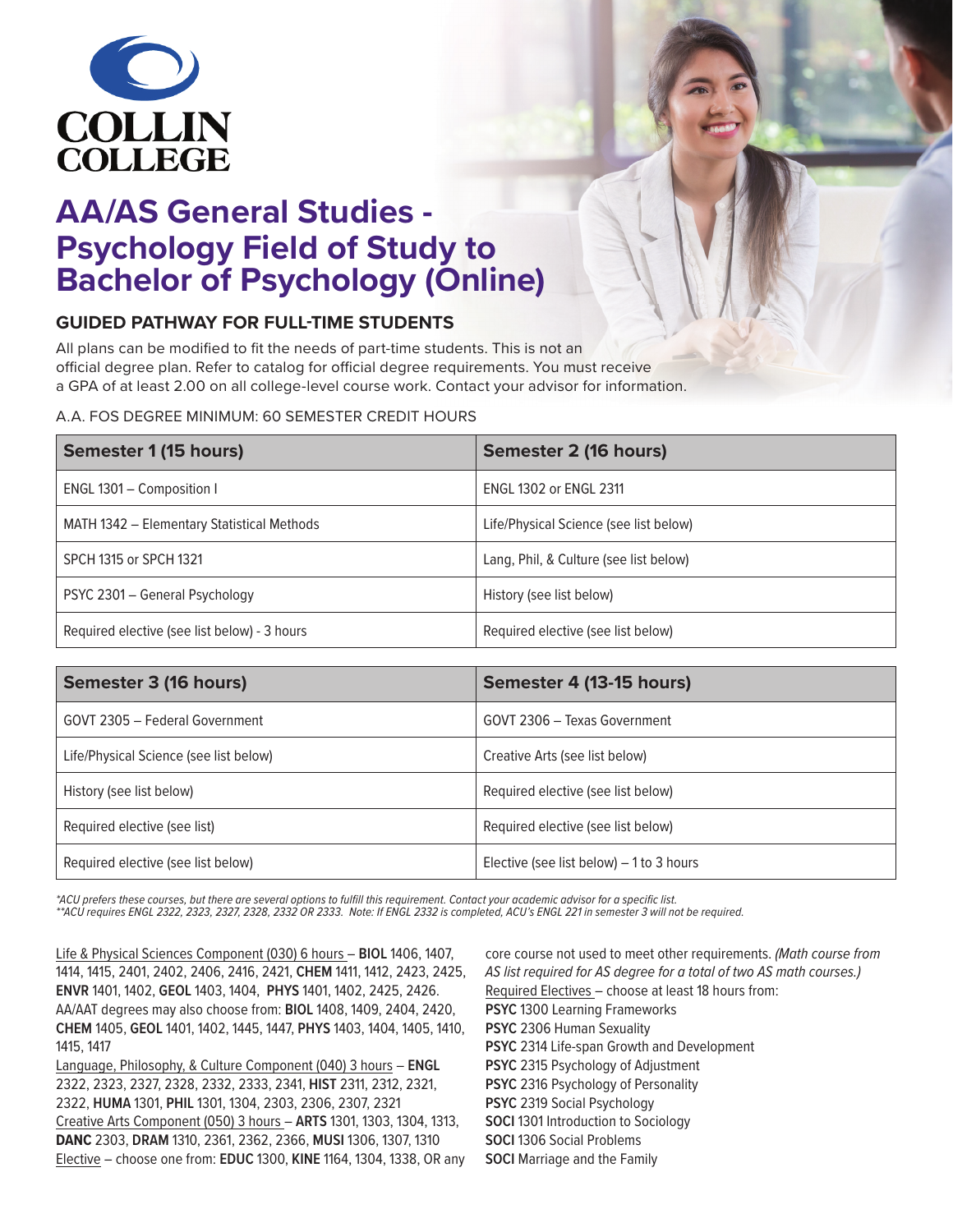# AA/AS General Studies - Psychology Field of Study to Bachelor of Psychology (Online)

## GUIDED PATHWAY FOR FULL-TIME STUDENTS

All plans can be modified to fit the needs of part-time students. This is not an official degree plan. Refer to catalog for official degree requirements. You must receive a GPA of at least 2.00 on all college-level course work. Contact your advisor for information.

A.A. FOS DEGREE MINIMUM: 60 SEMESTER CREDIT HOURS

| Semester 1 (15 hours) | Semester 2 (16 hours) |
|---|---|
| ENGL 1301 – Composition I | ENGL 1302 or ENGL 2311 |
| MATH 1342 – Elementary Statistical Methods | Life/Physical Science (see list below) |
| SPCH 1315 or SPCH 1321 | Lang, Phil, & Culture (see list below) |
| PSYC 2301 – General Psychology | History (see list below) |
| Required elective (see list below) - 3 hours | Required elective (see list below) |

| Semester 3 (16 hours) | Semester 4 (13-15 hours) |
|---|---|
| GOVT 2305 – Federal Government | GOVT 2306 – Texas Government |
| Life/Physical Science (see list below) | Creative Arts (see list below) |
| History (see list below) | Required elective (see list below) |
| Required elective (see list) | Required elective (see list below) |
| Required elective (see list below) | Elective (see list below) – 1 to 3 hours |

*\*ACU prefers these courses, but there are several options to fulfill this requirement. Contact your academic advisor for a specific list.*
*\*\*ACU requires ENGL 2322, 2323, 2327, 2328, 2332 OR 2333. Note: If ENGL 2332 is completed, ACU's ENGL 221 in semester 3 will not be required.*

Life & Physical Sciences Component (030) 6 hours – **BIOL** 1406, 1407, 1414, 1415, 2401, 2402, 2406, 2416, 2421, **CHEM** 1411, 1412, 2423, 2425, **ENVR** 1401, 1402, **GEOL** 1403, 1404, **PHYS** 1401, 1402, 2425, 2426. AA/AAT degrees may also choose from: **BIOL** 1408, 1409, 2404, 2420, **CHEM** 1405, **GEOL** 1401, 1402, 1445, 1447, **PHYS** 1403, 1404, 1405, 1410, 1415, 1417

Language, Philosophy, & Culture Component (040) 3 hours – **ENGL** 2322, 2323, 2327, 2328, 2332, 2333, 2341, **HIST** 2311, 2312, 2321, 2322, **HUMA** 1301, **PHIL** 1301, 1304, 2303, 2306, 2307, 2321

Creative Arts Component (050) 3 hours – **ARTS** 1301, 1303, 1304, 1313, **DANC** 2303, **DRAM** 1310, 2361, 2362, 2366, **MUSI** 1306, 1307, 1310

Elective – choose one from: **EDUC** 1300, **KINE** 1164, 1304, 1338, OR any core course not used to meet other requirements. *(Math course from AS list required for AS degree for a total of two AS math courses.)*

Required Electives – choose at least 18 hours from:

- **PSYC** 1300 Learning Frameworks
- **PSYC** 2306 Human Sexuality
- **PSYC** 2314 Life-span Growth and Development
- **PSYC** 2315 Psychology of Adjustment
- **PSYC** 2316 Psychology of Personality
- **PSYC** 2319 Social Psychology
- **SOCI** 1301 Introduction to Sociology
- **SOCI** 1306 Social Problems
- **SOCI** Marriage and the Family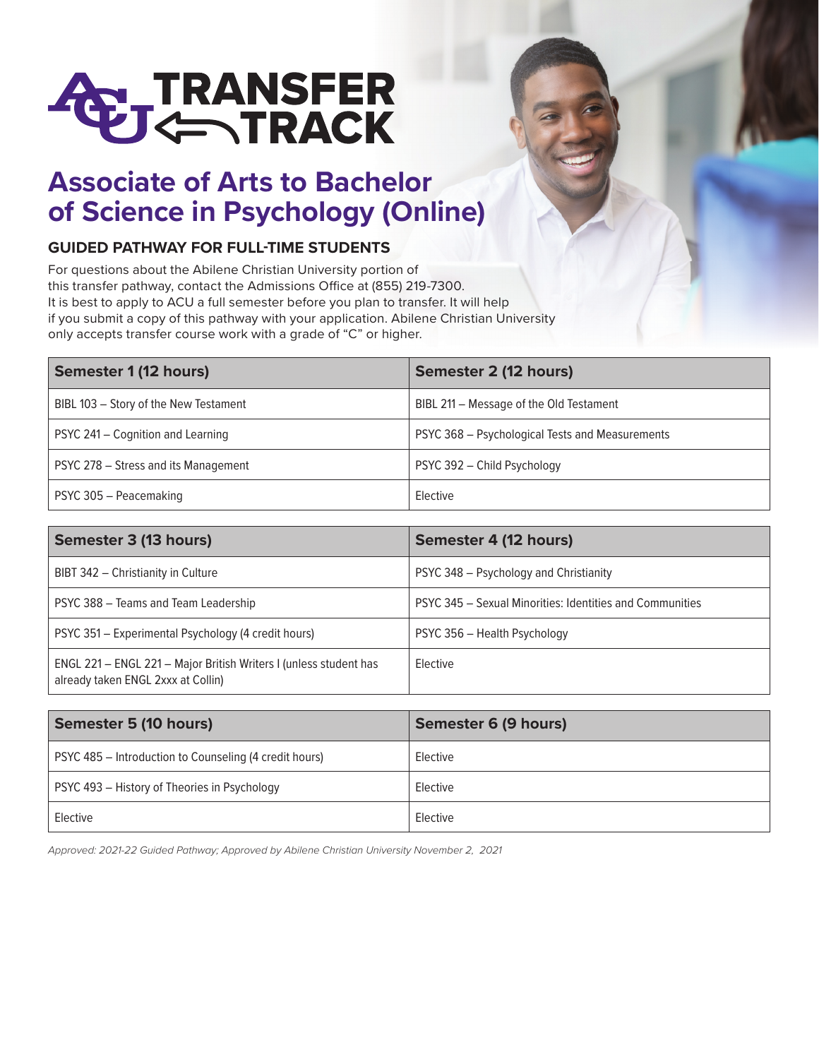# TRANSFER TRACK

## Associate of Arts to Bachelor of Science in Psychology (Online)

### GUIDED PATHWAY FOR FULL-TIME STUDENTS

For questions about the Abilene Christian University portion of this transfer pathway, contact the Admissions Office at (855) 219-7300. It is best to apply to ACU a full semester before you plan to transfer. It will help if you submit a copy of this pathway with your application. Abilene Christian University only accepts transfer course work with a grade of "C" or higher.

| Semester 1 (12 hours) | Semester 2 (12 hours) |
| --- | --- |
| BIBL 103 – Story of the New Testament | BIBL 211 – Message of the Old Testament |
| PSYC 241 – Cognition and Learning | PSYC 368 – Psychological Tests and Measurements |
| PSYC 278 – Stress and its Management | PSYC 392 – Child Psychology |
| PSYC 305 – Peacemaking | Elective |

| Semester 3 (13 hours) | Semester 4 (12 hours) |
| --- | --- |
| BIBT 342 – Christianity in Culture | PSYC 348 – Psychology and Christianity |
| PSYC 388 – Teams and Team Leadership | PSYC 345 – Sexual Minorities: Identities and Communities |
| PSYC 351 – Experimental Psychology (4 credit hours) | PSYC 356 – Health Psychology |
| ENGL 221 – ENGL 221 – Major British Writers I (unless student has already taken ENGL 2xxx at Collin) | Elective |

| Semester 5 (10 hours) | Semester 6 (9 hours) |
| --- | --- |
| PSYC 485 – Introduction to Counseling (4 credit hours) | Elective |
| PSYC 493 – History of Theories in Psychology | Elective |
| Elective | Elective |

*Approved: 2021-22 Guided Pathway; Approved by Abilene Christian University November 2, 2021*